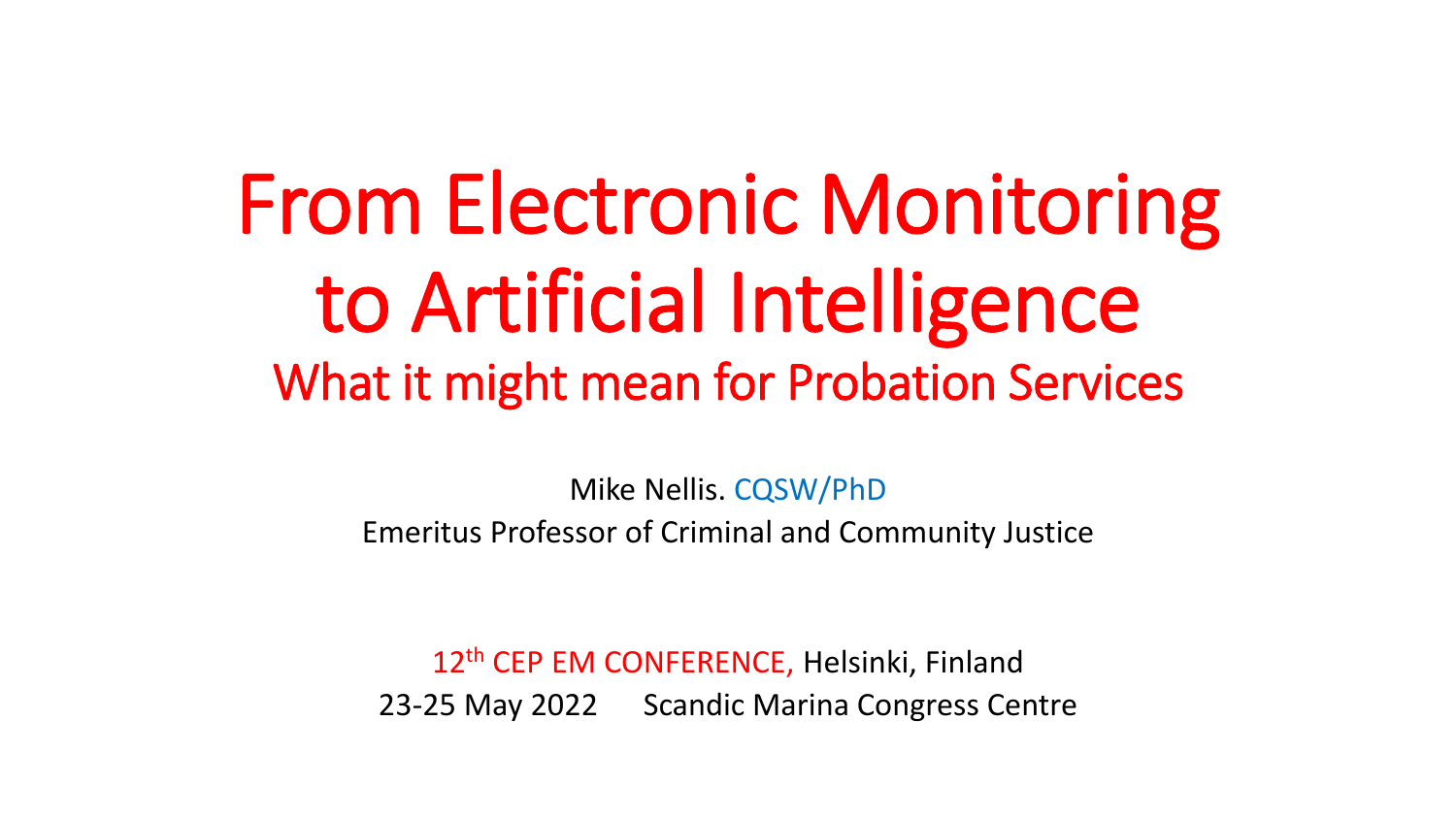# From Electronic Monitoring to Artificial Intelligence

## What it might mean for Probation Services

Mike Nellis. CQSW/PhD

Emeritus Professor of Criminal and Community Justice

12th CEP EM CONFERENCE, Helsinki, Finland

23-25 May 2022 Scandic Marina Congress Centre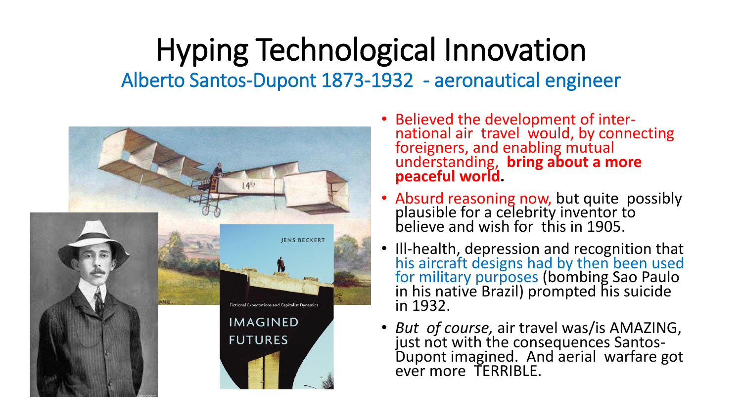# Hyping Technological Innovation

## Alberto Santos-Dupont 1873-1932 - aeronautical engineer

- Believed the development of inter-national air travel would, by connecting foreigners, and enabling mutual understanding, **bring about a more peaceful world.**
- Absurd reasoning now, but quite possibly plausible for a celebrity inventor to believe and wish for this in 1905.
- Ill-health, depression and recognition that his aircraft designs had by then been used for military purposes (bombing Sao Paulo in his native Brazil) prompted his suicide in 1932.
- *But of course,* air travel was/is AMAZING, just not with the consequences Santos-Dupont imagined. And aerial warfare got ever more TERRIBLE.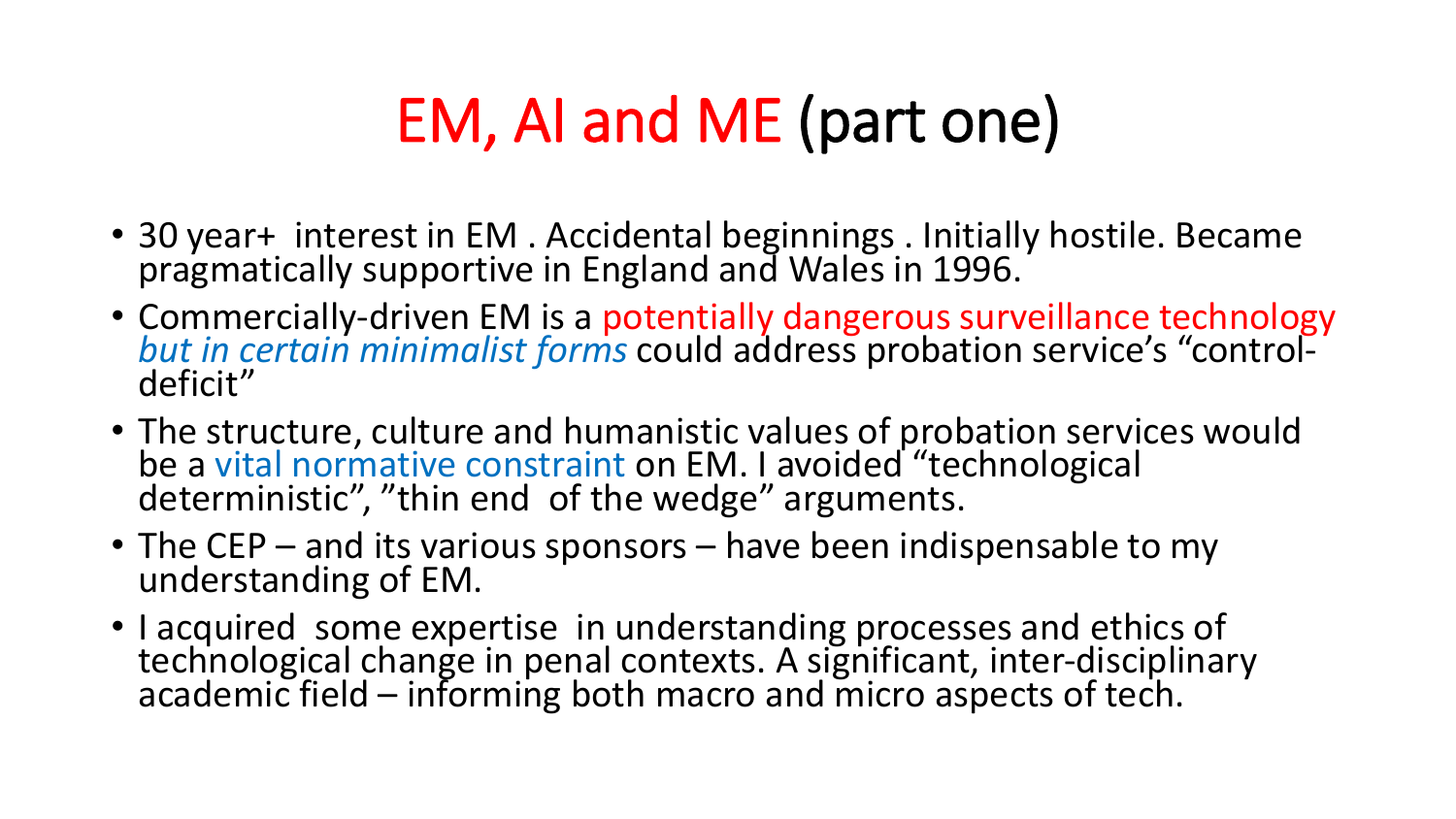# EM, AI and ME (part one)

- 30 year+ interest in EM . Accidental beginnings . Initially hostile. Became pragmatically supportive in England and Wales in 1996.
- Commercially-driven EM is a potentially dangerous surveillance technology *but in certain minimalist forms* could address probation service's "control-deficit"
- The structure, culture and humanistic values of probation services would be a vital normative constraint on EM. I avoided "technological deterministic", "thin end of the wedge" arguments.
- The CEP – and its various sponsors – have been indispensable to my understanding of EM.
- I acquired some expertise in understanding processes and ethics of technological change in penal contexts. A significant, inter-disciplinary academic field – informing both macro and micro aspects of tech.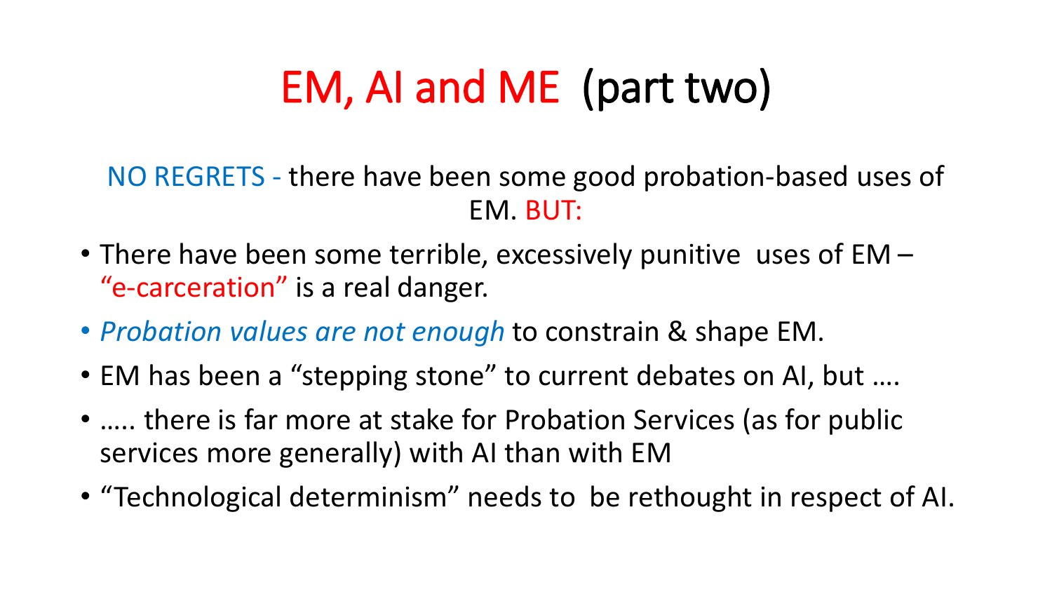# EM, AI and ME (part two)

NO REGRETS - there have been some good probation-based uses of EM. BUT:

- There have been some terrible, excessively punitive uses of EM – "e-carceration" is a real danger.
- *Probation values are not enough* to constrain & shape EM.
- EM has been a "stepping stone" to current debates on AI, but ….
- ….. there is far more at stake for Probation Services (as for public services more generally) with AI than with EM
- "Technological determinism" needs to be rethought in respect of AI.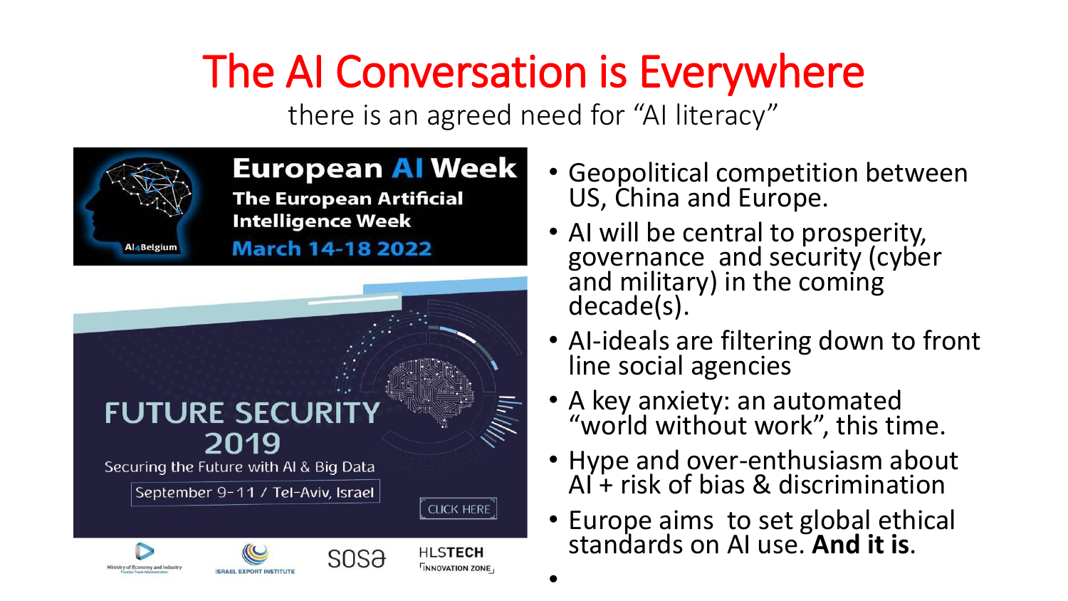# The AI Conversation is Everywhere

there is an agreed need for “AI literacy”

European AI Week

The European Artificial Intelligence Week

March 14-18 2022

AI4Belgium

FUTURE SECURITY 2019

Securing the Future with AI & Big Data

September 9-11 / Tel-Aviv, Israel

CLICK HERE

Ministry of Economy and Industry

ISRAEL EXPORT INSTITUTE

SOSA

HLSTECH INNOVATION ZONE

- Geopolitical competition between US, China and Europe.
- AI will be central to prosperity, governance and security (cyber and military) in the coming decade(s).
- AI-ideals are filtering down to front line social agencies
- A key anxiety: an automated “world without work”, this time.
- Hype and over-enthusiasm about AI + risk of bias & discrimination
- Europe aims to set global ethical standards on AI use. **And it is**.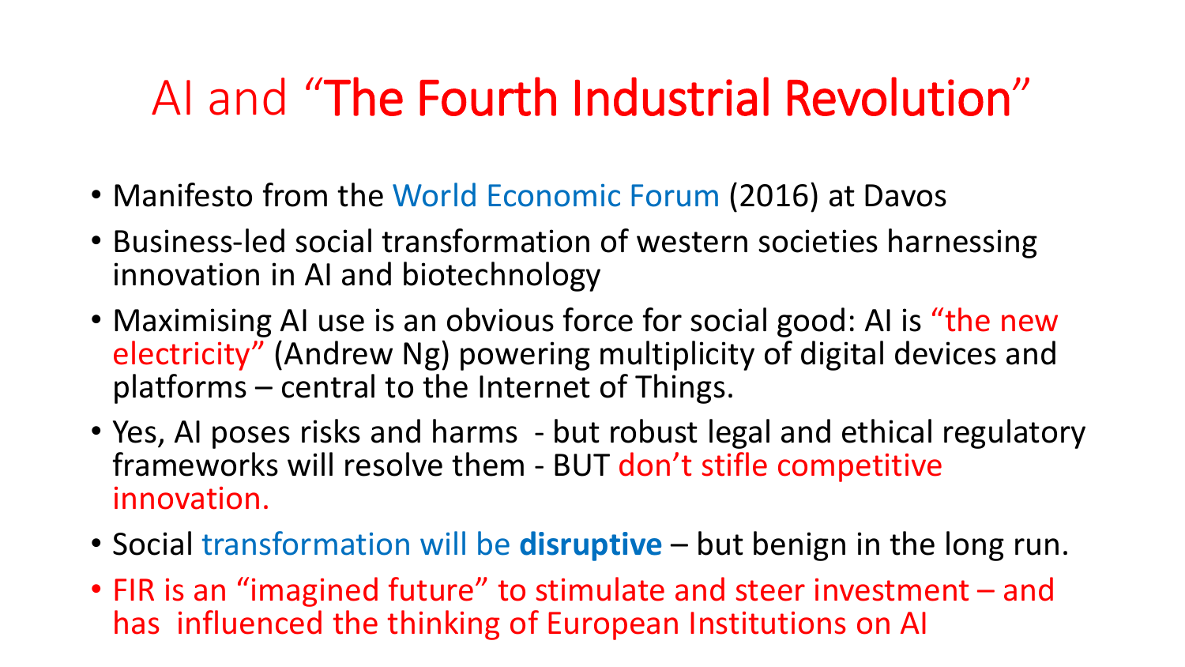# AI and "The Fourth Industrial Revolution"

- Manifesto from the World Economic Forum (2016) at Davos
- Business-led social transformation of western societies harnessing innovation in AI and biotechnology
- Maximising AI use is an obvious force for social good: AI is "the new electricity" (Andrew Ng) powering multiplicity of digital devices and platforms – central to the Internet of Things.
- Yes, AI poses risks and harms - but robust legal and ethical regulatory frameworks will resolve them - BUT don't stifle competitive innovation.
- Social transformation will be **disruptive** – but benign in the long run.
- FIR is an "imagined future" to stimulate and steer investment – and has influenced the thinking of European Institutions on AI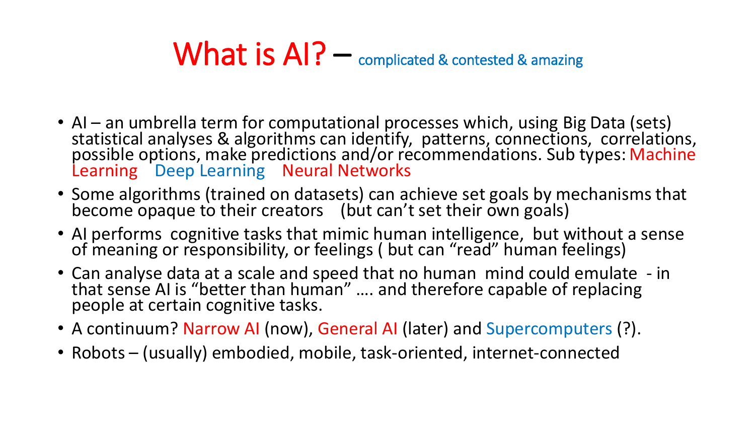# What is AI? – complicated & contested & amazing

- AI – an umbrella term for computational processes which, using Big Data (sets) statistical analyses & algorithms can identify, patterns, connections, correlations, possible options, make predictions and/or recommendations. Sub types: Machine Learning Deep Learning Neural Networks
- Some algorithms (trained on datasets) can achieve set goals by mechanisms that become opaque to their creators (but can't set their own goals)
- AI performs cognitive tasks that mimic human intelligence, but without a sense of meaning or responsibility, or feelings ( but can "read" human feelings)
- Can analyse data at a scale and speed that no human mind could emulate - in that sense AI is "better than human" …. and therefore capable of replacing people at certain cognitive tasks.
- A continuum? Narrow AI (now), General AI (later) and Supercomputers (?).
- Robots – (usually) embodied, mobile, task-oriented, internet-connected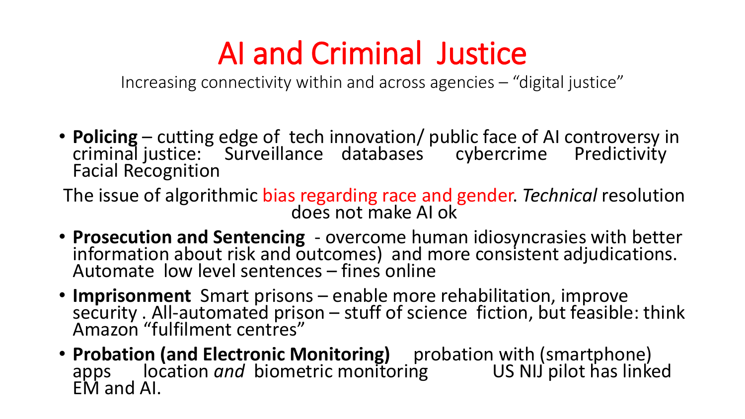# AI and Criminal Justice

Increasing connectivity within and across agencies – "digital justice"

- **Policing** – cutting edge of tech innovation/ public face of AI controversy in criminal justice: Surveillance databases cybercrime Predictivity Facial Recognition

The issue of algorithmic bias regarding race and gender. *Technical* resolution does not make AI ok

- **Prosecution and Sentencing** - overcome human idiosyncrasies with better information about risk and outcomes) and more consistent adjudications. Automate low level sentences – fines online
- **Imprisonment** Smart prisons – enable more rehabilitation, improve security . All-automated prison – stuff of science fiction, but feasible: think Amazon "fulfilment centres"
- **Probation (and Electronic Monitoring)** probation with (smartphone) apps location *and* biometric monitoring US NIJ pilot has linked EM and AI.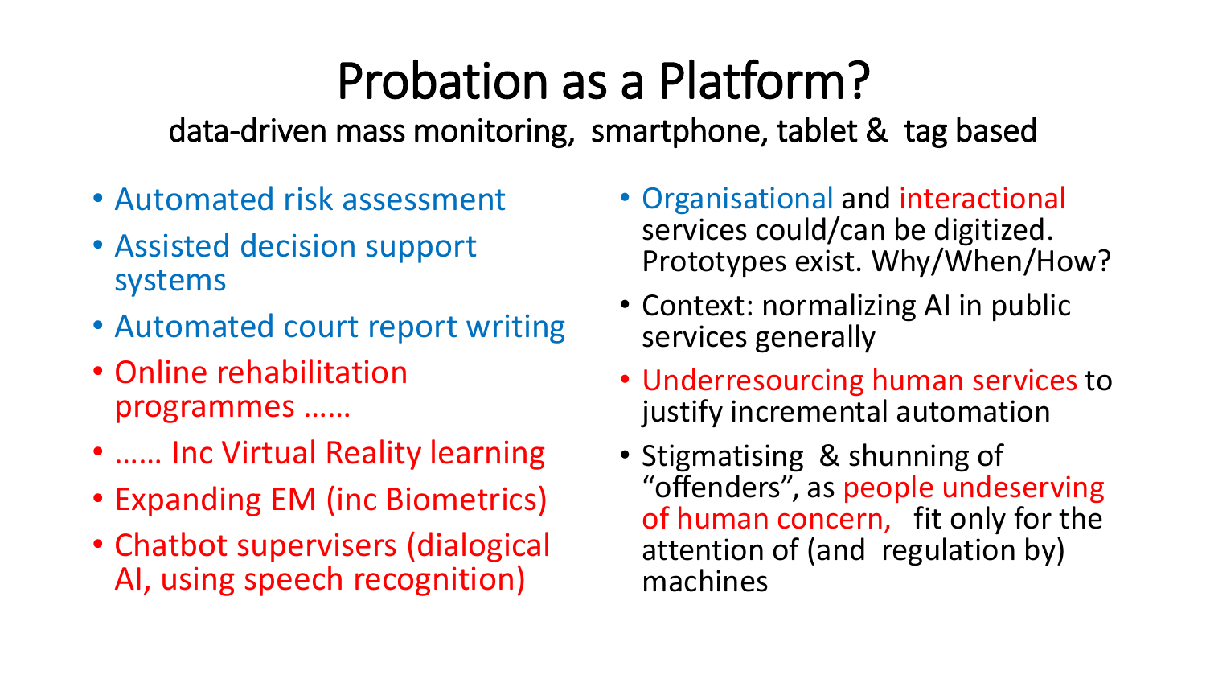# Probation as a Platform?

data-driven mass monitoring, smartphone, tablet & tag based

- Automated risk assessment
- Assisted decision support systems
- Automated court report writing
- Online rehabilitation programmes ……
- …… Inc Virtual Reality learning
- Expanding EM (inc Biometrics)
- Chatbot supervisers (dialogical AI, using speech recognition)

- Organisational and interactional services could/can be digitized. Prototypes exist. Why/When/How?
- Context: normalizing AI in public services generally
- Underresourcing human services to justify incremental automation
- Stigmatising & shunning of "offenders", as people undeserving of human concern, fit only for the attention of (and regulation by) machines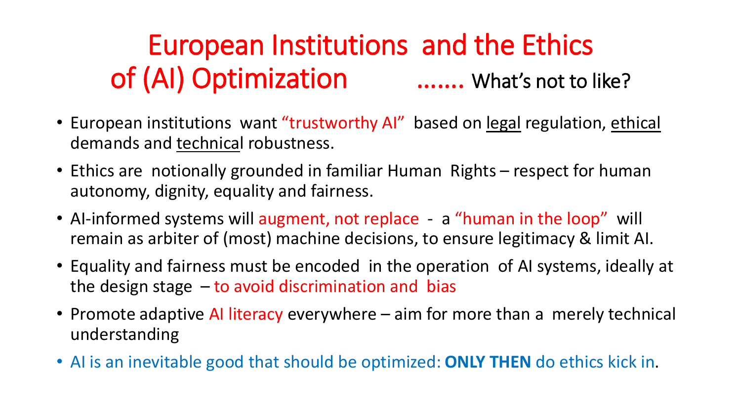# European Institutions and the Ethics of (AI) Optimization ....... What's not to like?

- European institutions want "trustworthy AI" based on <u>legal</u> regulation, <u>ethical</u> demands and <u>technical</u> robustness.
- Ethics are notionally grounded in familiar Human Rights – respect for human autonomy, dignity, equality and fairness.
- AI-informed systems will augment, not replace - a "human in the loop" will remain as arbiter of (most) machine decisions, to ensure legitimacy & limit AI.
- Equality and fairness must be encoded in the operation of AI systems, ideally at the design stage – to avoid discrimination and bias
- Promote adaptive AI literacy everywhere – aim for more than a merely technical understanding
- AI is an inevitable good that should be optimized: **ONLY THEN** do ethics kick in.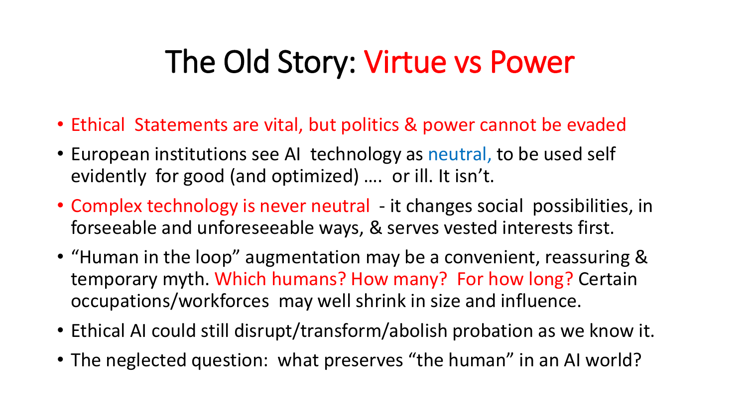# The Old Story: Virtue vs Power

- Ethical Statements are vital, but politics & power cannot be evaded
- European institutions see AI technology as neutral, to be used self evidently for good (and optimized) …. or ill. It isn't.
- Complex technology is never neutral - it changes social possibilities, in forseeable and unforeseeable ways, & serves vested interests first.
- "Human in the loop" augmentation may be a convenient, reassuring & temporary myth. Which humans? How many? For how long? Certain occupations/workforces may well shrink in size and influence.
- Ethical AI could still disrupt/transform/abolish probation as we know it.
- The neglected question: what preserves "the human" in an AI world?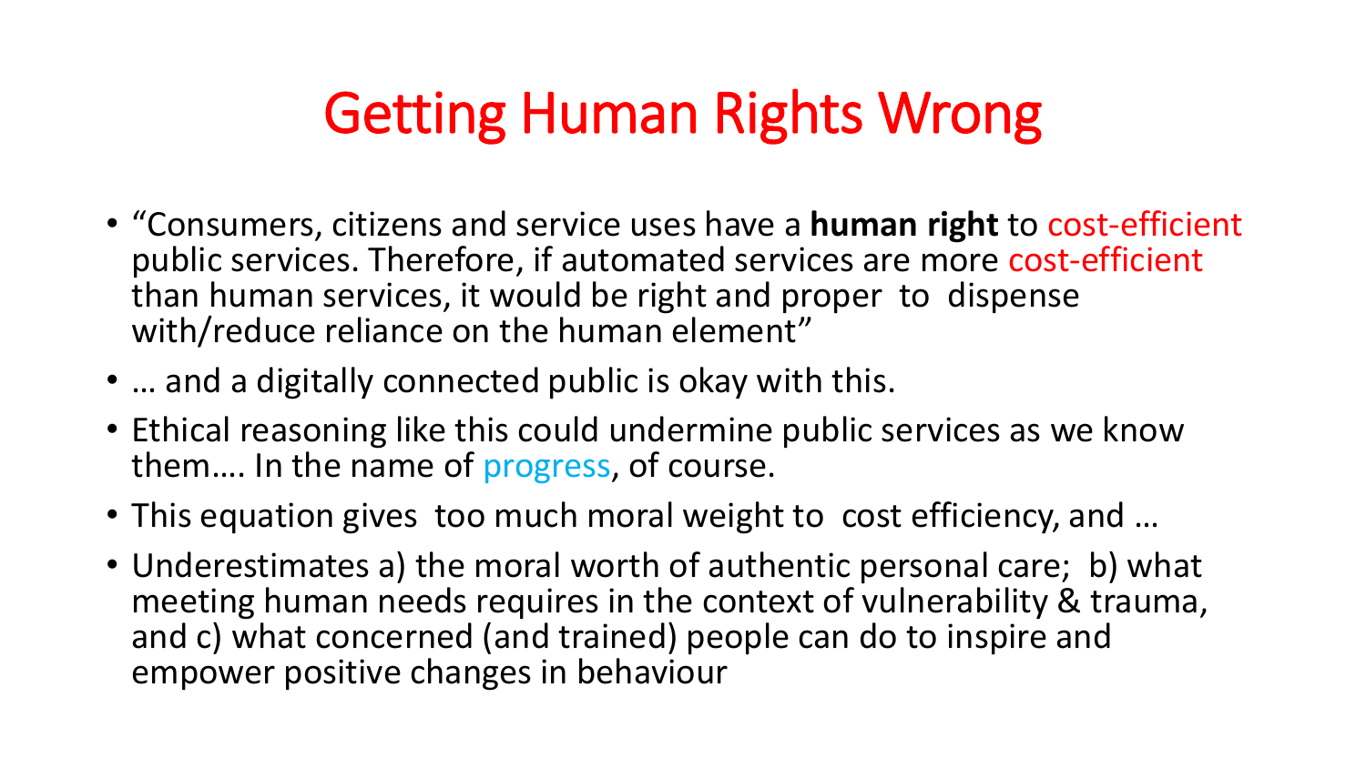# Getting Human Rights Wrong

- "Consumers, citizens and service uses have a **human right** to cost-efficient public services. Therefore, if automated services are more cost-efficient than human services, it would be right and proper to dispense with/reduce reliance on the human element"
- … and a digitally connected public is okay with this.
- Ethical reasoning like this could undermine public services as we know them…. In the name of progress, of course.
- This equation gives too much moral weight to cost efficiency, and …
- Underestimates a) the moral worth of authentic personal care; b) what meeting human needs requires in the context of vulnerability & trauma, and c) what concerned (and trained) people can do to inspire and empower positive changes in behaviour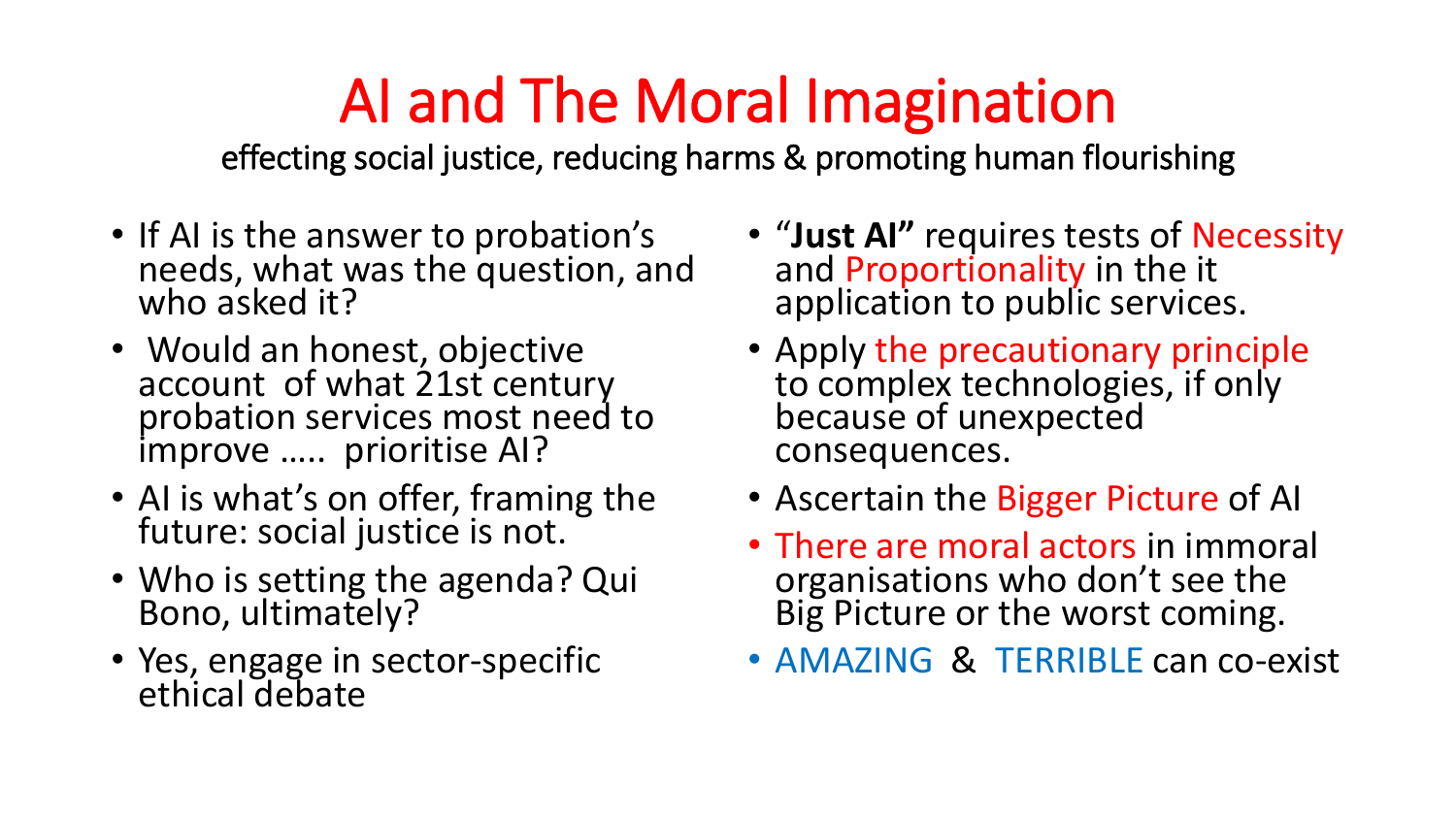# AI and The Moral Imagination

effecting social justice, reducing harms & promoting human flourishing

- If AI is the answer to probation's needs, what was the question, and who asked it?
- Would an honest, objective account of what 21st century probation services most need to improve ….. prioritise AI?
- AI is what's on offer, framing the future: social justice is not.
- Who is setting the agenda? Qui Bono, ultimately?
- Yes, engage in sector-specific ethical debate

- "**Just AI"** requires tests of Necessity and Proportionality in the it application to public services.
- Apply the precautionary principle to complex technologies, if only because of unexpected consequences.
- Ascertain the Bigger Picture of AI
- There are moral actors in immoral organisations who don't see the Big Picture or the worst coming.
- AMAZING & TERRIBLE can co-exist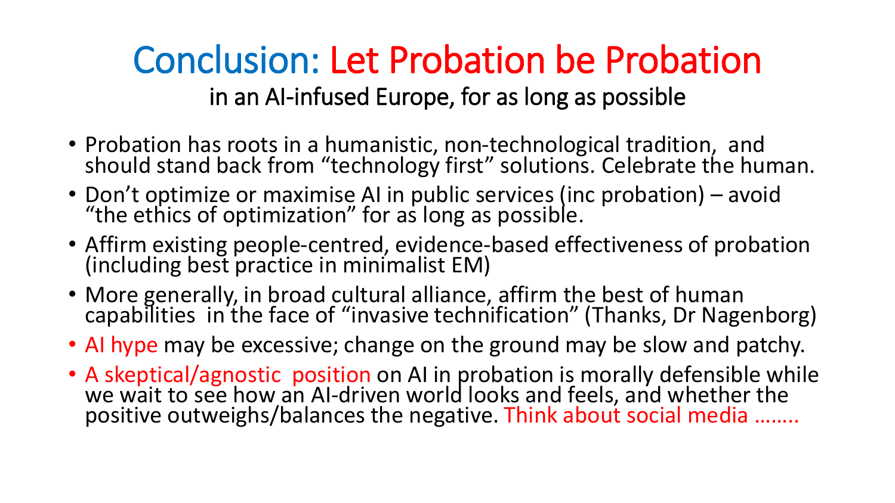# Conclusion: Let Probation be Probation

in an AI-infused Europe, for as long as possible

- Probation has roots in a humanistic, non-technological tradition,  and should stand back from “technology first” solutions. Celebrate the human.
- Don’t optimize or maximise AI in public services (inc probation) – avoid “the ethics of optimization” for as long as possible.
- Affirm existing people-centred, evidence-based effectiveness of probation (including best practice in minimalist EM)
- More generally, in broad cultural alliance, affirm the best of human capabilities  in the face of “invasive technification” (Thanks, Dr Nagenborg)
- AI hype may be excessive; change on the ground may be slow and patchy.
- A skeptical/agnostic  position on AI in probation is morally defensible while we wait to see how an AI-driven world looks and feels, and whether the positive outweighs/balances the negative. Think about social media ……..